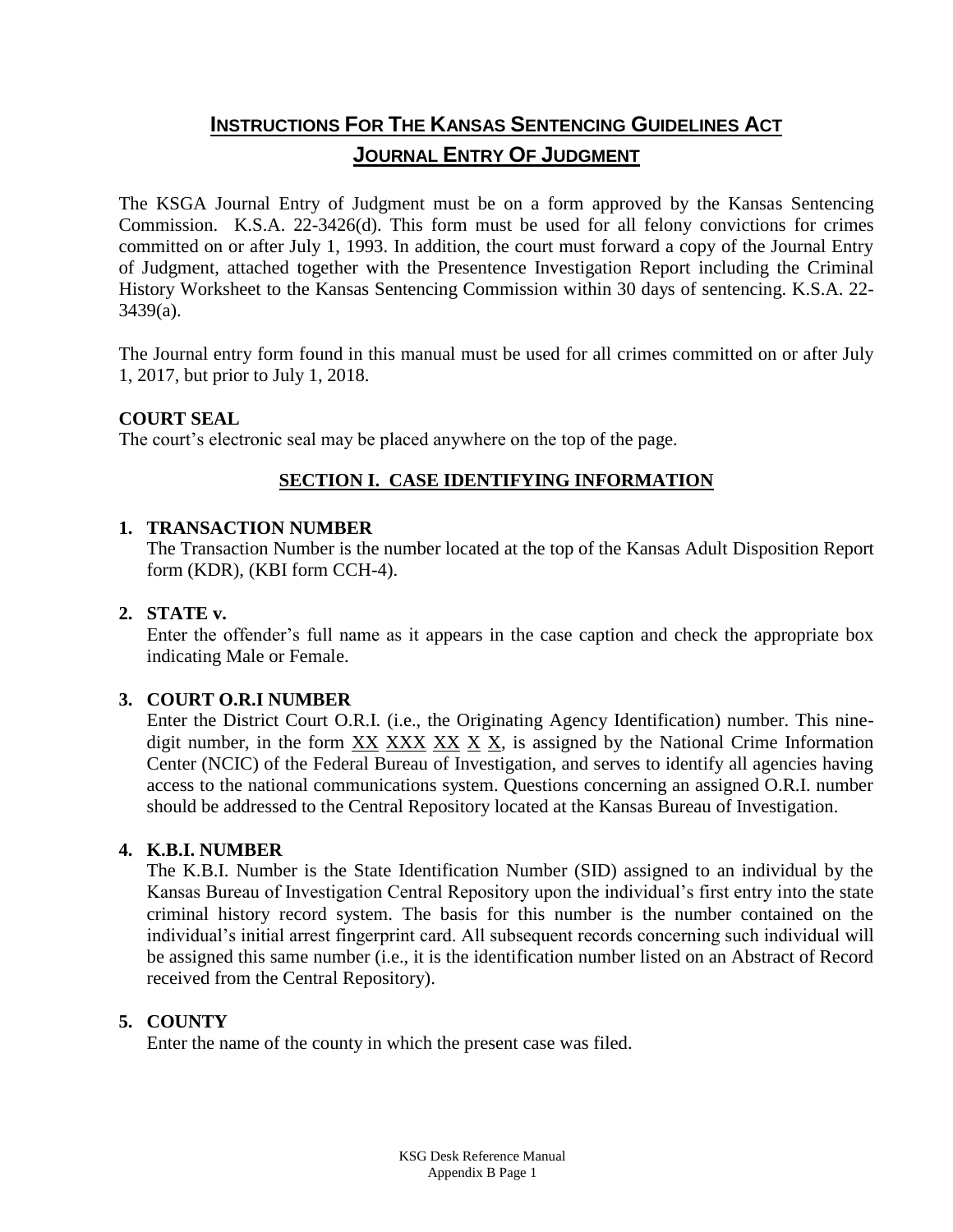# INSTRUCTIONS FOR THE KANSAS SENTENCING GUIDELINES ACT JOURNAL ENTRY OF JUDGMENT

The KSGA Journal Entry of Judgment must be on a form approved by the Kansas Sentencing Commission. K.S.A. 22-3426(d). This form must be used for all felony convictions for crimes committed on or after July 1, 1993. In addition, the court must forward a copy of the Journal Entry of Judgment, attached together with the Presentence Investigation Report including the Criminal History Worksheet to the Kansas Sentencing Commission within 30 days of sentencing. K.S.A. 22-3439(a).

The Journal entry form found in this manual must be used for all crimes committed on or after July 1, 2017, but prior to July 1, 2018.

**COURT SEAL**

The court's electronic seal may be placed anywhere on the top of the page.

## SECTION I. CASE IDENTIFYING INFORMATION

1. **TRANSACTION NUMBER**

   The Transaction Number is the number located at the top of the Kansas Adult Disposition Report form (KDR), (KBI form CCH-4).

2. **STATE v.**

   Enter the offender's full name as it appears in the case caption and check the appropriate box indicating Male or Female.

3. **COURT O.R.I NUMBER**

   Enter the District Court O.R.I. (i.e., the Originating Agency Identification) number. This nine-digit number, in the form XX XXX XX X X, is assigned by the National Crime Information Center (NCIC) of the Federal Bureau of Investigation, and serves to identify all agencies having access to the national communications system. Questions concerning an assigned O.R.I. number should be addressed to the Central Repository located at the Kansas Bureau of Investigation.

4. **K.B.I. NUMBER**

   The K.B.I. Number is the State Identification Number (SID) assigned to an individual by the Kansas Bureau of Investigation Central Repository upon the individual's first entry into the state criminal history record system. The basis for this number is the number contained on the individual's initial arrest fingerprint card. All subsequent records concerning such individual will be assigned this same number (i.e., it is the identification number listed on an Abstract of Record received from the Central Repository).

5. **COUNTY**

   Enter the name of the county in which the present case was filed.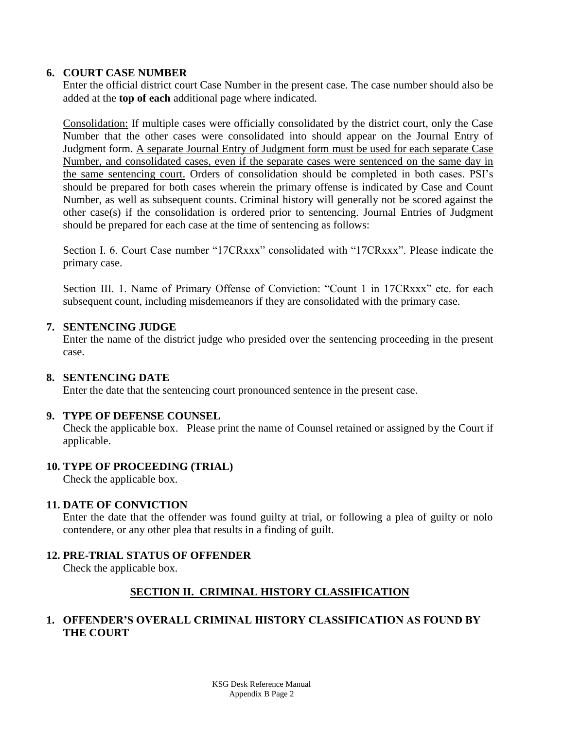**6. COURT CASE NUMBER**

Enter the official district court Case Number in the present case. The case number should also be added at the **top of each** additional page where indicated.

Consolidation: If multiple cases were officially consolidated by the district court, only the Case Number that the other cases were consolidated into should appear on the Journal Entry of Judgment form. A separate Journal Entry of Judgment form must be used for each separate Case Number, and consolidated cases, even if the separate cases were sentenced on the same day in the same sentencing court. Orders of consolidation should be completed in both cases. PSI's should be prepared for both cases wherein the primary offense is indicated by Case and Count Number, as well as subsequent counts. Criminal history will generally not be scored against the other case(s) if the consolidation is ordered prior to sentencing. Journal Entries of Judgment should be prepared for each case at the time of sentencing as follows:

Section I. 6. Court Case number "17CRxxx" consolidated with "17CRxxx". Please indicate the primary case.

Section III. 1. Name of Primary Offense of Conviction: "Count 1 in 17CRxxx" etc. for each subsequent count, including misdemeanors if they are consolidated with the primary case.

**7. SENTENCING JUDGE**

Enter the name of the district judge who presided over the sentencing proceeding in the present case.

**8. SENTENCING DATE**

Enter the date that the sentencing court pronounced sentence in the present case.

**9. TYPE OF DEFENSE COUNSEL**

Check the applicable box. Please print the name of Counsel retained or assigned by the Court if applicable.

**10. TYPE OF PROCEEDING (TRIAL)**

Check the applicable box.

**11. DATE OF CONVICTION**

Enter the date that the offender was found guilty at trial, or following a plea of guilty or nolo contendere, or any other plea that results in a finding of guilt.

**12. PRE-TRIAL STATUS OF OFFENDER**

Check the applicable box.

## SECTION II. CRIMINAL HISTORY CLASSIFICATION

**1. OFFENDER'S OVERALL CRIMINAL HISTORY CLASSIFICATION AS FOUND BY THE COURT**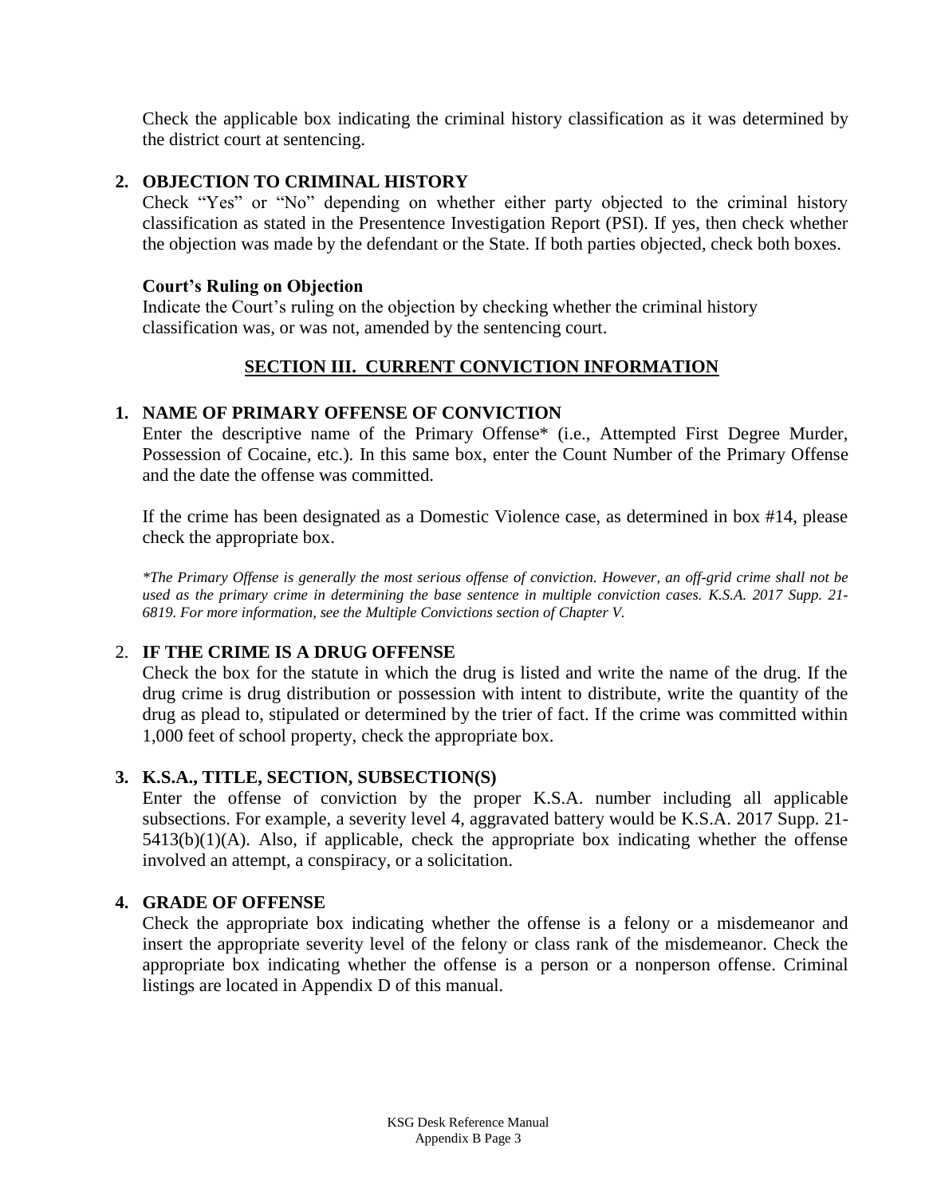Check the applicable box indicating the criminal history classification as it was determined by the district court at sentencing.

### 2. OBJECTION TO CRIMINAL HISTORY

Check "Yes" or "No" depending on whether either party objected to the criminal history classification as stated in the Presentence Investigation Report (PSI). If yes, then check whether the objection was made by the defendant or the State. If both parties objected, check both boxes.

**Court's Ruling on Objection**

Indicate the Court's ruling on the objection by checking whether the criminal history classification was, or was not, amended by the sentencing court.

## SECTION III. CURRENT CONVICTION INFORMATION

### 1. NAME OF PRIMARY OFFENSE OF CONVICTION

Enter the descriptive name of the Primary Offense* (i.e., Attempted First Degree Murder, Possession of Cocaine, etc.). In this same box, enter the Count Number of the Primary Offense and the date the offense was committed.

If the crime has been designated as a Domestic Violence case, as determined in box #14, please check the appropriate box.

*\*The Primary Offense is generally the most serious offense of conviction. However, an off-grid crime shall not be used as the primary crime in determining the base sentence in multiple conviction cases. K.S.A. 2017 Supp. 21-6819. For more information, see the Multiple Convictions section of Chapter V.*

### 2. IF THE CRIME IS A DRUG OFFENSE

Check the box for the statute in which the drug is listed and write the name of the drug. If the drug crime is drug distribution or possession with intent to distribute, write the quantity of the drug as plead to, stipulated or determined by the trier of fact. If the crime was committed within 1,000 feet of school property, check the appropriate box.

### 3. K.S.A., TITLE, SECTION, SUBSECTION(S)

Enter the offense of conviction by the proper K.S.A. number including all applicable subsections. For example, a severity level 4, aggravated battery would be K.S.A. 2017 Supp. 21-5413(b)(1)(A). Also, if applicable, check the appropriate box indicating whether the offense involved an attempt, a conspiracy, or a solicitation.

### 4. GRADE OF OFFENSE

Check the appropriate box indicating whether the offense is a felony or a misdemeanor and insert the appropriate severity level of the felony or class rank of the misdemeanor. Check the appropriate box indicating whether the offense is a person or a nonperson offense. Criminal listings are located in Appendix D of this manual.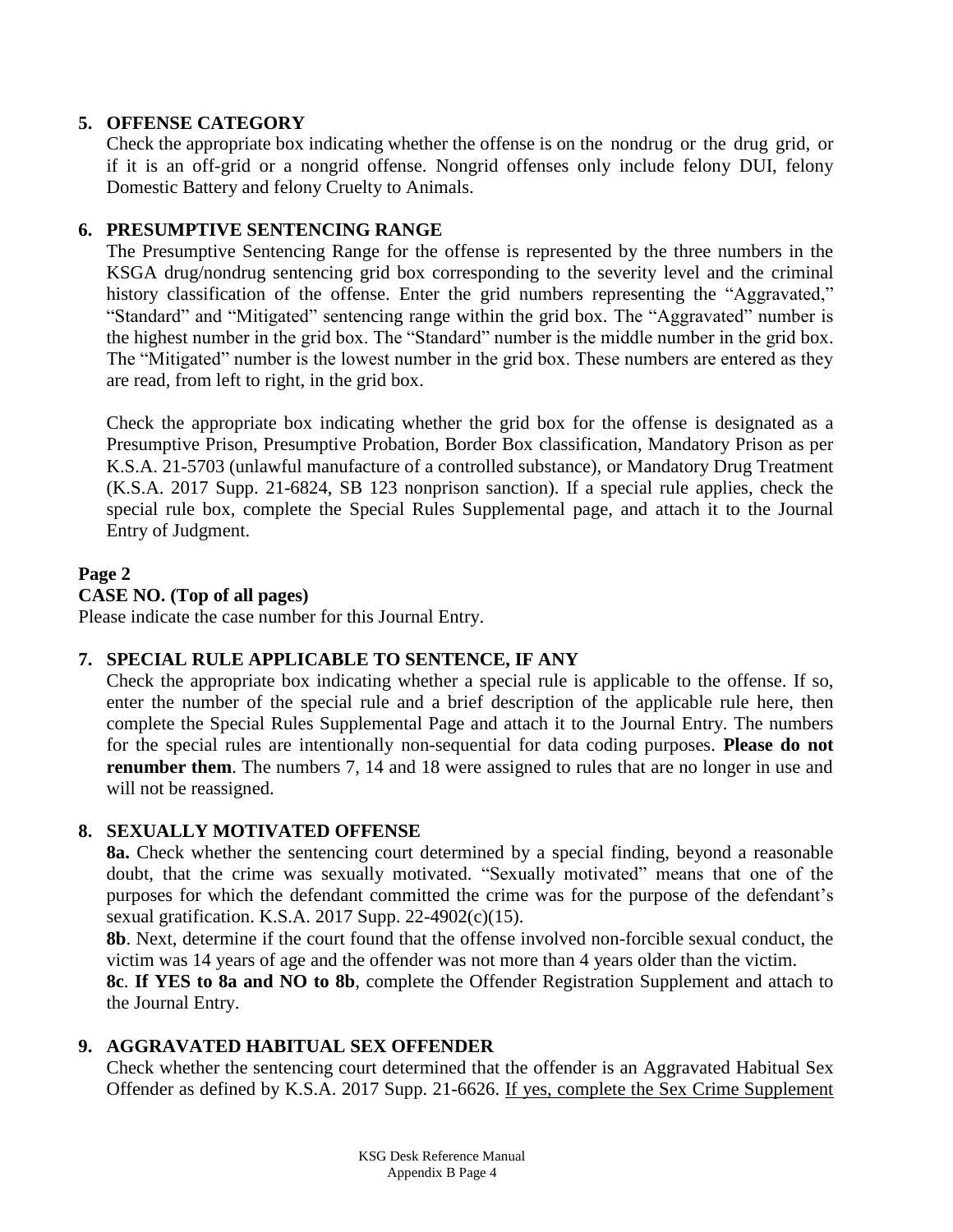## 5. OFFENSE CATEGORY

Check the appropriate box indicating whether the offense is on the nondrug or the drug grid, or if it is an off-grid or a nongrid offense. Nongrid offenses only include felony DUI, felony Domestic Battery and felony Cruelty to Animals.

## 6. PRESUMPTIVE SENTENCING RANGE

The Presumptive Sentencing Range for the offense is represented by the three numbers in the KSGA drug/nondrug sentencing grid box corresponding to the severity level and the criminal history classification of the offense. Enter the grid numbers representing the "Aggravated," "Standard" and "Mitigated" sentencing range within the grid box. The "Aggravated" number is the highest number in the grid box. The "Standard" number is the middle number in the grid box. The "Mitigated" number is the lowest number in the grid box. These numbers are entered as they are read, from left to right, in the grid box.

Check the appropriate box indicating whether the grid box for the offense is designated as a Presumptive Prison, Presumptive Probation, Border Box classification, Mandatory Prison as per K.S.A. 21-5703 (unlawful manufacture of a controlled substance), or Mandatory Drug Treatment (K.S.A. 2017 Supp. 21-6824, SB 123 nonprison sanction). If a special rule applies, check the special rule box, complete the Special Rules Supplemental page, and attach it to the Journal Entry of Judgment.

**Page 2**

**CASE NO. (Top of all pages)**

Please indicate the case number for this Journal Entry.

## 7. SPECIAL RULE APPLICABLE TO SENTENCE, IF ANY

Check the appropriate box indicating whether a special rule is applicable to the offense. If so, enter the number of the special rule and a brief description of the applicable rule here, then complete the Special Rules Supplemental Page and attach it to the Journal Entry. The numbers for the special rules are intentionally non-sequential for data coding purposes. **Please do not renumber them**. The numbers 7, 14 and 18 were assigned to rules that are no longer in use and will not be reassigned.

## 8. SEXUALLY MOTIVATED OFFENSE

**8a.** Check whether the sentencing court determined by a special finding, beyond a reasonable doubt, that the crime was sexually motivated. "Sexually motivated" means that one of the purposes for which the defendant committed the crime was for the purpose of the defendant's sexual gratification. K.S.A. 2017 Supp. 22-4902(c)(15).

**8b**. Next, determine if the court found that the offense involved non-forcible sexual conduct, the victim was 14 years of age and the offender was not more than 4 years older than the victim.

**8c**. **If YES to 8a and NO to 8b**, complete the Offender Registration Supplement and attach to the Journal Entry.

## 9. AGGRAVATED HABITUAL SEX OFFENDER

Check whether the sentencing court determined that the offender is an Aggravated Habitual Sex Offender as defined by K.S.A. 2017 Supp. 21-6626. If yes, complete the Sex Crime Supplement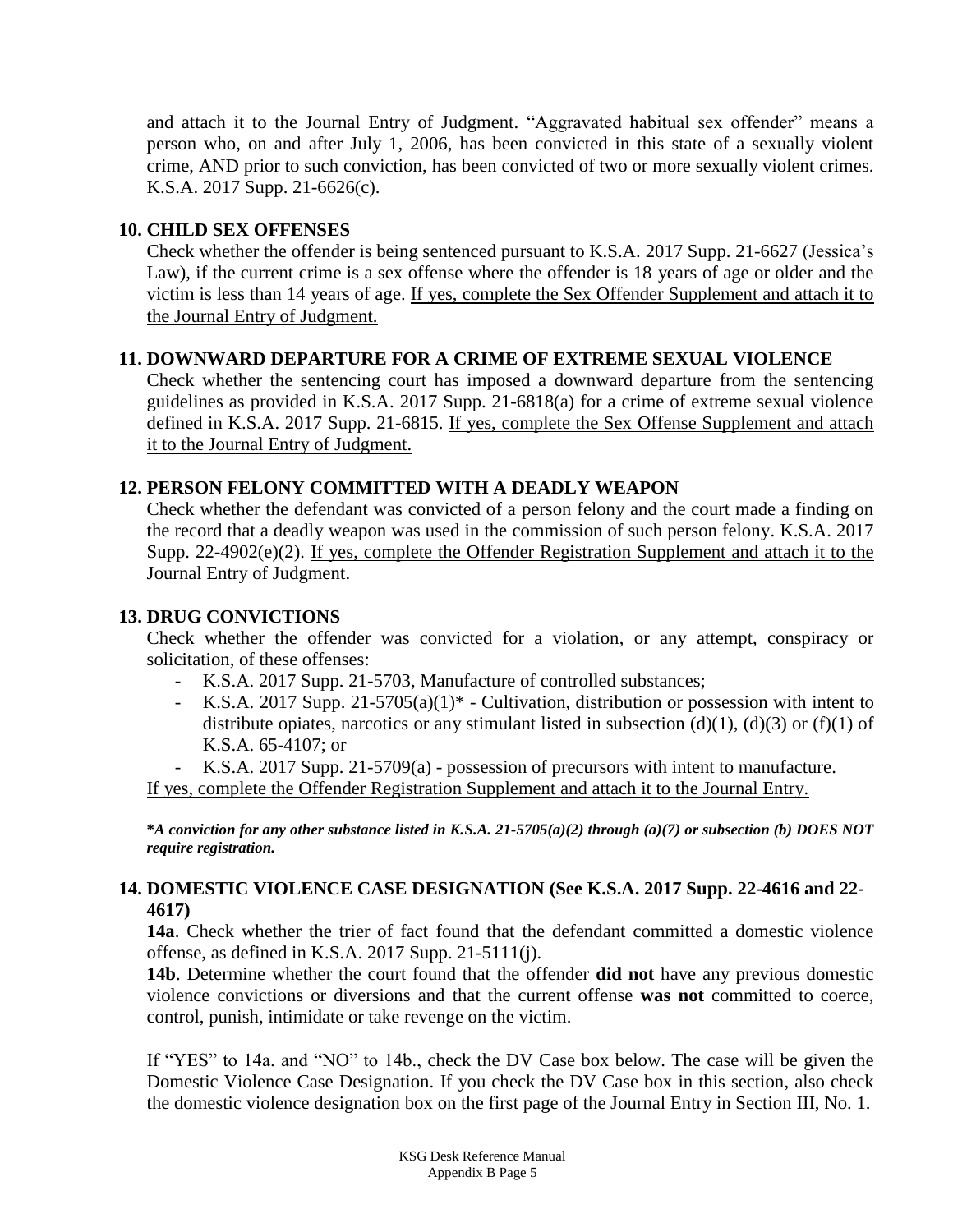and attach it to the Journal Entry of Judgment. "Aggravated habitual sex offender" means a person who, on and after July 1, 2006, has been convicted in this state of a sexually violent crime, AND prior to such conviction, has been convicted of two or more sexually violent crimes. K.S.A. 2017 Supp. 21-6626(c).

**10. CHILD SEX OFFENSES**

Check whether the offender is being sentenced pursuant to K.S.A. 2017 Supp. 21-6627 (Jessica's Law), if the current crime is a sex offense where the offender is 18 years of age or older and the victim is less than 14 years of age. If yes, complete the Sex Offender Supplement and attach it to the Journal Entry of Judgment.

**11. DOWNWARD DEPARTURE FOR A CRIME OF EXTREME SEXUAL VIOLENCE**

Check whether the sentencing court has imposed a downward departure from the sentencing guidelines as provided in K.S.A. 2017 Supp. 21-6818(a) for a crime of extreme sexual violence defined in K.S.A. 2017 Supp. 21-6815. If yes, complete the Sex Offense Supplement and attach it to the Journal Entry of Judgment.

**12. PERSON FELONY COMMITTED WITH A DEADLY WEAPON**

Check whether the defendant was convicted of a person felony and the court made a finding on the record that a deadly weapon was used in the commission of such person felony. K.S.A. 2017 Supp. 22-4902(e)(2). If yes, complete the Offender Registration Supplement and attach it to the Journal Entry of Judgment.

**13. DRUG CONVICTIONS**

Check whether the offender was convicted for a violation, or any attempt, conspiracy or solicitation, of these offenses:

- K.S.A. 2017 Supp. 21-5703, Manufacture of controlled substances;
- K.S.A. 2017 Supp. 21-5705(a)(1)* - Cultivation, distribution or possession with intent to distribute opiates, narcotics or any stimulant listed in subsection (d)(1), (d)(3) or (f)(1) of K.S.A. 65-4107; or
- K.S.A. 2017 Supp. 21-5709(a) - possession of precursors with intent to manufacture.

If yes, complete the Offender Registration Supplement and attach it to the Journal Entry.

***A conviction for any other substance listed in K.S.A. 21-5705(a)(2) through (a)(7) or subsection (b) DOES NOT require registration.***

**14. DOMESTIC VIOLENCE CASE DESIGNATION (See K.S.A. 2017 Supp. 22-4616 and 22-4617)**

**14a**. Check whether the trier of fact found that the defendant committed a domestic violence offense, as defined in K.S.A. 2017 Supp. 21-5111(j).

**14b**. Determine whether the court found that the offender **did not** have any previous domestic violence convictions or diversions and that the current offense **was not** committed to coerce, control, punish, intimidate or take revenge on the victim.

If "YES" to 14a. and "NO" to 14b., check the DV Case box below. The case will be given the Domestic Violence Case Designation. If you check the DV Case box in this section, also check the domestic violence designation box on the first page of the Journal Entry in Section III, No. 1.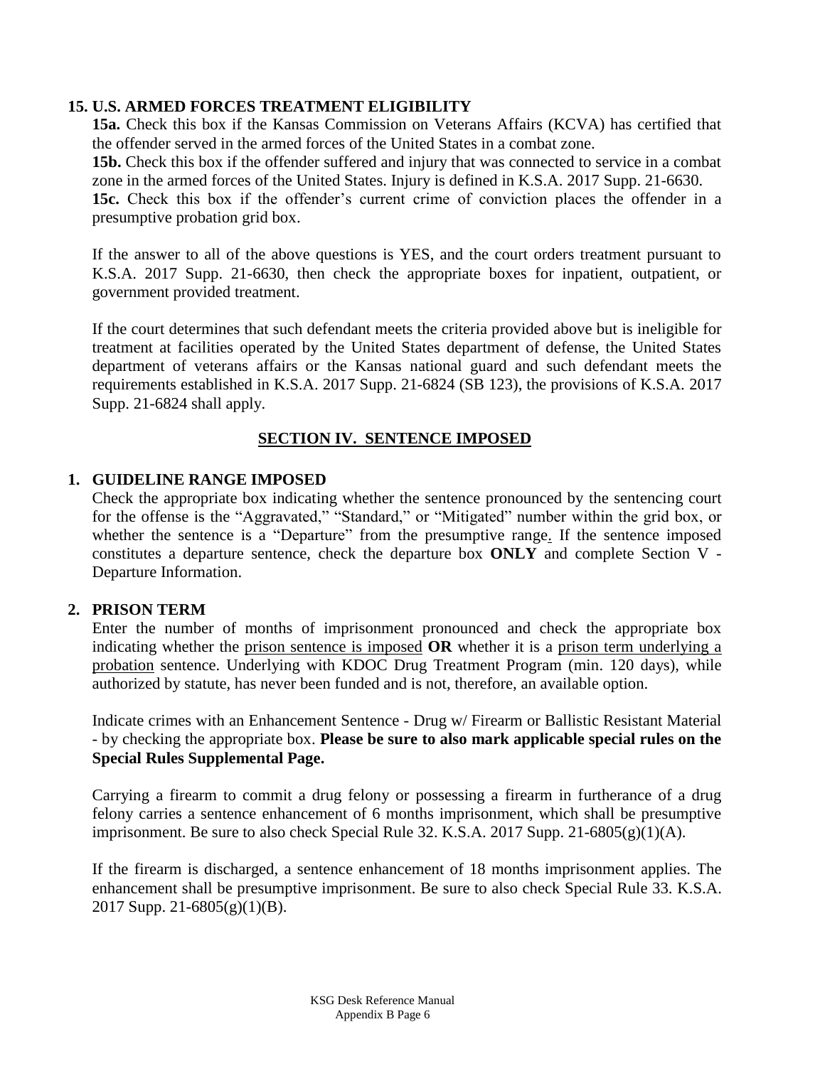### 15. U.S. ARMED FORCES TREATMENT ELIGIBILITY

**15a.** Check this box if the Kansas Commission on Veterans Affairs (KCVA) has certified that the offender served in the armed forces of the United States in a combat zone.

**15b.** Check this box if the offender suffered and injury that was connected to service in a combat zone in the armed forces of the United States. Injury is defined in K.S.A. 2017 Supp. 21-6630.

**15c.** Check this box if the offender's current crime of conviction places the offender in a presumptive probation grid box.

If the answer to all of the above questions is YES, and the court orders treatment pursuant to K.S.A. 2017 Supp. 21-6630, then check the appropriate boxes for inpatient, outpatient, or government provided treatment.

If the court determines that such defendant meets the criteria provided above but is ineligible for treatment at facilities operated by the United States department of defense, the United States department of veterans affairs or the Kansas national guard and such defendant meets the requirements established in K.S.A. 2017 Supp. 21-6824 (SB 123), the provisions of K.S.A. 2017 Supp. 21-6824 shall apply.

## SECTION IV. SENTENCE IMPOSED

### 1. GUIDELINE RANGE IMPOSED

Check the appropriate box indicating whether the sentence pronounced by the sentencing court for the offense is the "Aggravated," "Standard," or "Mitigated" number within the grid box, or whether the sentence is a "Departure" from the presumptive range. If the sentence imposed constitutes a departure sentence, check the departure box **ONLY** and complete Section V - Departure Information.

### 2. PRISON TERM

Enter the number of months of imprisonment pronounced and check the appropriate box indicating whether the prison sentence is imposed **OR** whether it is a prison term underlying a probation sentence. Underlying with KDOC Drug Treatment Program (min. 120 days), while authorized by statute, has never been funded and is not, therefore, an available option.

Indicate crimes with an Enhancement Sentence - Drug w/ Firearm or Ballistic Resistant Material - by checking the appropriate box. **Please be sure to also mark applicable special rules on the Special Rules Supplemental Page.**

Carrying a firearm to commit a drug felony or possessing a firearm in furtherance of a drug felony carries a sentence enhancement of 6 months imprisonment, which shall be presumptive imprisonment. Be sure to also check Special Rule 32. K.S.A. 2017 Supp. 21-6805(g)(1)(A).

If the firearm is discharged, a sentence enhancement of 18 months imprisonment applies. The enhancement shall be presumptive imprisonment. Be sure to also check Special Rule 33. K.S.A. 2017 Supp. 21-6805(g)(1)(B).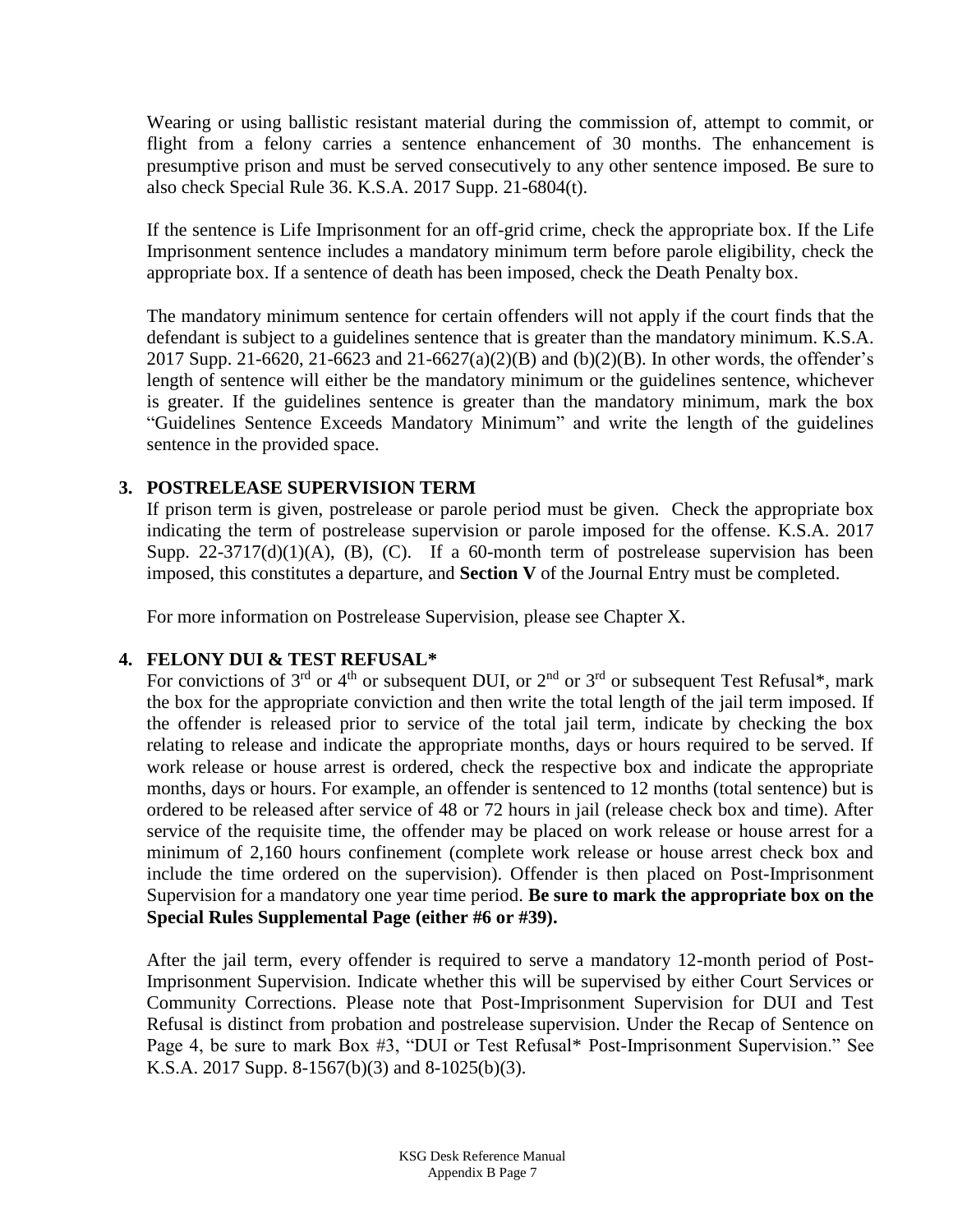Wearing or using ballistic resistant material during the commission of, attempt to commit, or flight from a felony carries a sentence enhancement of 30 months. The enhancement is presumptive prison and must be served consecutively to any other sentence imposed. Be sure to also check Special Rule 36. K.S.A. 2017 Supp. 21-6804(t).

If the sentence is Life Imprisonment for an off-grid crime, check the appropriate box. If the Life Imprisonment sentence includes a mandatory minimum term before parole eligibility, check the appropriate box. If a sentence of death has been imposed, check the Death Penalty box.

The mandatory minimum sentence for certain offenders will not apply if the court finds that the defendant is subject to a guidelines sentence that is greater than the mandatory minimum. K.S.A. 2017 Supp. 21-6620, 21-6623 and 21-6627(a)(2)(B) and (b)(2)(B). In other words, the offender's length of sentence will either be the mandatory minimum or the guidelines sentence, whichever is greater. If the guidelines sentence is greater than the mandatory minimum, mark the box "Guidelines Sentence Exceeds Mandatory Minimum" and write the length of the guidelines sentence in the provided space.

### 3. POSTRELEASE SUPERVISION TERM

If prison term is given, postrelease or parole period must be given. Check the appropriate box indicating the term of postrelease supervision or parole imposed for the offense. K.S.A. 2017 Supp. 22-3717(d)(1)(A), (B), (C). If a 60-month term of postrelease supervision has been imposed, this constitutes a departure, and **Section V** of the Journal Entry must be completed.

For more information on Postrelease Supervision, please see Chapter X.

### 4. FELONY DUI & TEST REFUSAL*

For convictions of 3rd or 4th or subsequent DUI, or 2nd or 3rd or subsequent Test Refusal*, mark the box for the appropriate conviction and then write the total length of the jail term imposed. If the offender is released prior to service of the total jail term, indicate by checking the box relating to release and indicate the appropriate months, days or hours required to be served. If work release or house arrest is ordered, check the respective box and indicate the appropriate months, days or hours. For example, an offender is sentenced to 12 months (total sentence) but is ordered to be released after service of 48 or 72 hours in jail (release check box and time). After service of the requisite time, the offender may be placed on work release or house arrest for a minimum of 2,160 hours confinement (complete work release or house arrest check box and include the time ordered on the supervision). Offender is then placed on Post-Imprisonment Supervision for a mandatory one year time period. **Be sure to mark the appropriate box on the Special Rules Supplemental Page (either #6 or #39).**

After the jail term, every offender is required to serve a mandatory 12-month period of Post-Imprisonment Supervision. Indicate whether this will be supervised by either Court Services or Community Corrections. Please note that Post-Imprisonment Supervision for DUI and Test Refusal is distinct from probation and postrelease supervision. Under the Recap of Sentence on Page 4, be sure to mark Box #3, "DUI or Test Refusal* Post-Imprisonment Supervision." See K.S.A. 2017 Supp. 8-1567(b)(3) and 8-1025(b)(3).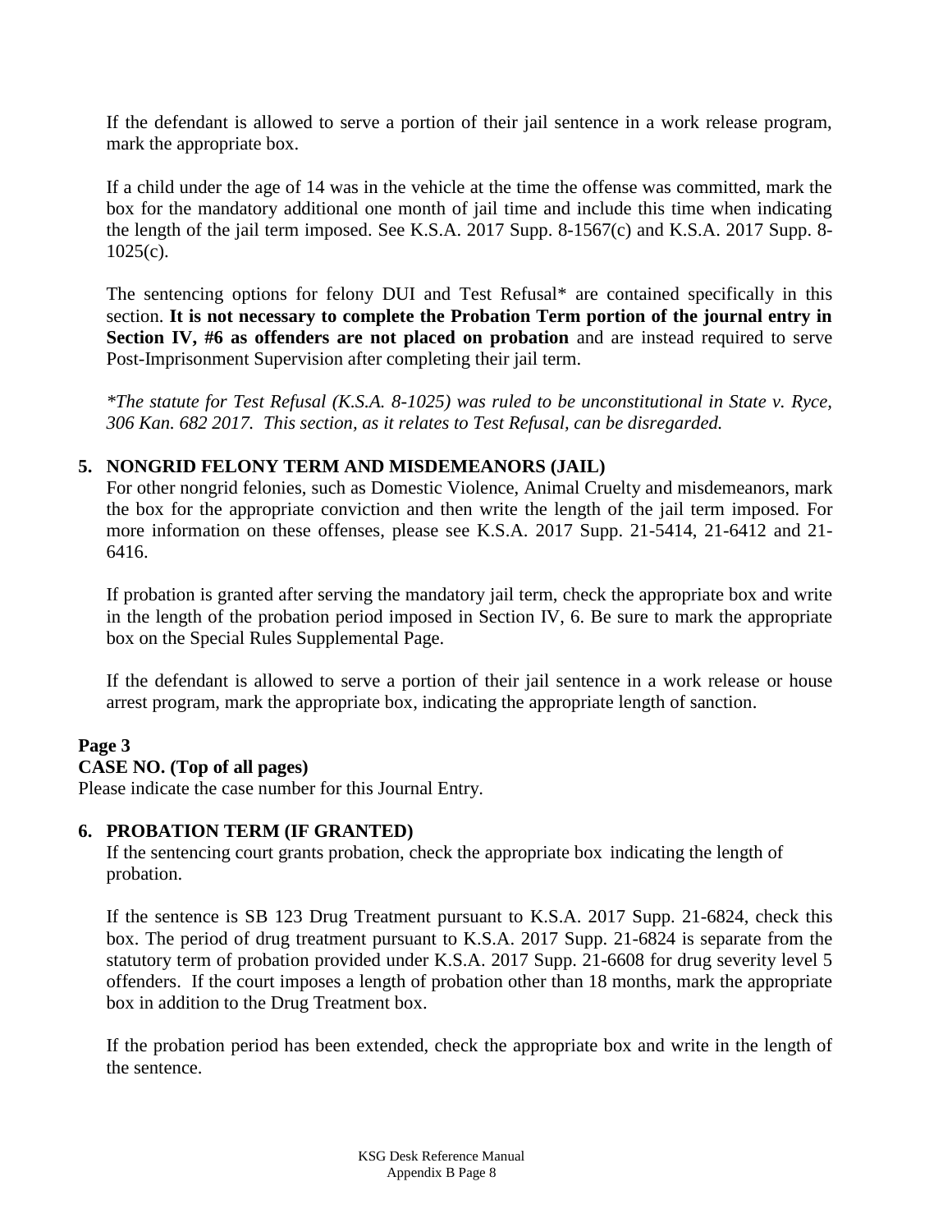If the defendant is allowed to serve a portion of their jail sentence in a work release program, mark the appropriate box.

If a child under the age of 14 was in the vehicle at the time the offense was committed, mark the box for the mandatory additional one month of jail time and include this time when indicating the length of the jail term imposed. See K.S.A. 2017 Supp. 8-1567(c) and K.S.A. 2017 Supp. 8-1025(c).

The sentencing options for felony DUI and Test Refusal* are contained specifically in this section. **It is not necessary to complete the Probation Term portion of the journal entry in Section IV, #6 as offenders are not placed on probation** and are instead required to serve Post-Imprisonment Supervision after completing their jail term.

*\*The statute for Test Refusal (K.S.A. 8-1025) was ruled to be unconstitutional in State v. Ryce, 306 Kan. 682 2017. This section, as it relates to Test Refusal, can be disregarded.*

### 5. NONGRID FELONY TERM AND MISDEMEANORS (JAIL)

For other nongrid felonies, such as Domestic Violence, Animal Cruelty and misdemeanors, mark the box for the appropriate conviction and then write the length of the jail term imposed. For more information on these offenses, please see K.S.A. 2017 Supp. 21-5414, 21-6412 and 21-6416.

If probation is granted after serving the mandatory jail term, check the appropriate box and write in the length of the probation period imposed in Section IV, 6. Be sure to mark the appropriate box on the Special Rules Supplemental Page.

If the defendant is allowed to serve a portion of their jail sentence in a work release or house arrest program, mark the appropriate box, indicating the appropriate length of sanction.

## Page 3

### CASE NO. (Top of all pages)

Please indicate the case number for this Journal Entry.

### 6. PROBATION TERM (IF GRANTED)

If the sentencing court grants probation, check the appropriate box indicating the length of probation.

If the sentence is SB 123 Drug Treatment pursuant to K.S.A. 2017 Supp. 21-6824, check this box. The period of drug treatment pursuant to K.S.A. 2017 Supp. 21-6824 is separate from the statutory term of probation provided under K.S.A. 2017 Supp. 21-6608 for drug severity level 5 offenders. If the court imposes a length of probation other than 18 months, mark the appropriate box in addition to the Drug Treatment box.

If the probation period has been extended, check the appropriate box and write in the length of the sentence.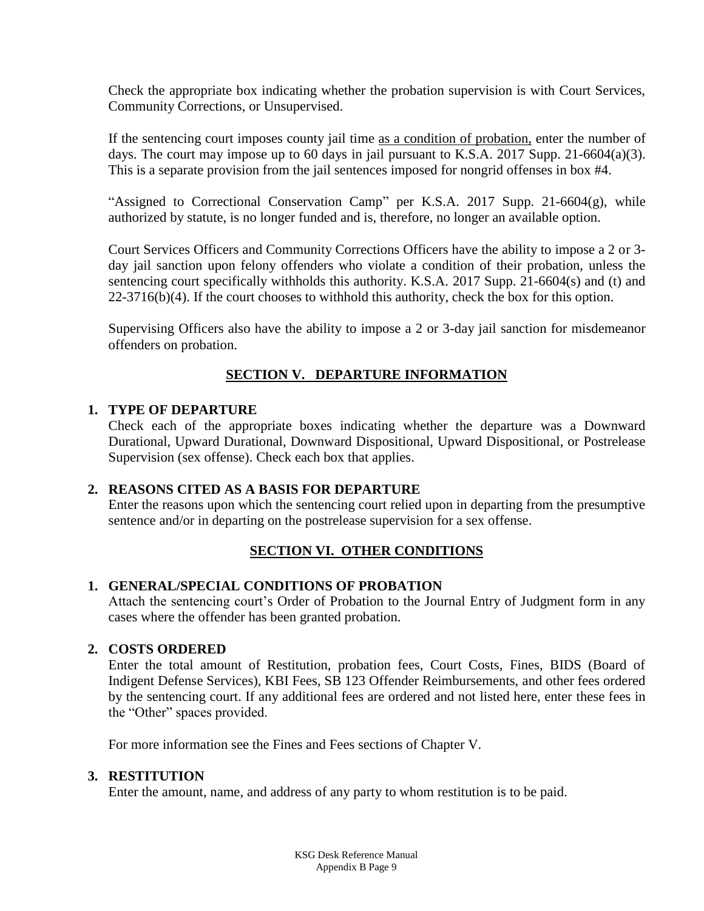Check the appropriate box indicating whether the probation supervision is with Court Services, Community Corrections, or Unsupervised.

If the sentencing court imposes county jail time as a condition of probation, enter the number of days. The court may impose up to 60 days in jail pursuant to K.S.A. 2017 Supp. 21-6604(a)(3). This is a separate provision from the jail sentences imposed for nongrid offenses in box #4.

"Assigned to Correctional Conservation Camp" per K.S.A. 2017 Supp. 21-6604(g), while authorized by statute, is no longer funded and is, therefore, no longer an available option.

Court Services Officers and Community Corrections Officers have the ability to impose a 2 or 3-day jail sanction upon felony offenders who violate a condition of their probation, unless the sentencing court specifically withholds this authority. K.S.A. 2017 Supp. 21-6604(s) and (t) and 22-3716(b)(4). If the court chooses to withhold this authority, check the box for this option.

Supervising Officers also have the ability to impose a 2 or 3-day jail sanction for misdemeanor offenders on probation.

## SECTION V. DEPARTURE INFORMATION

**1. TYPE OF DEPARTURE**

Check each of the appropriate boxes indicating whether the departure was a Downward Durational, Upward Durational, Downward Dispositional, Upward Dispositional, or Postrelease Supervision (sex offense). Check each box that applies.

**2. REASONS CITED AS A BASIS FOR DEPARTURE**

Enter the reasons upon which the sentencing court relied upon in departing from the presumptive sentence and/or in departing on the postrelease supervision for a sex offense.

## SECTION VI. OTHER CONDITIONS

**1. GENERAL/SPECIAL CONDITIONS OF PROBATION**

Attach the sentencing court's Order of Probation to the Journal Entry of Judgment form in any cases where the offender has been granted probation.

**2. COSTS ORDERED**

Enter the total amount of Restitution, probation fees, Court Costs, Fines, BIDS (Board of Indigent Defense Services), KBI Fees, SB 123 Offender Reimbursements, and other fees ordered by the sentencing court. If any additional fees are ordered and not listed here, enter these fees in the "Other" spaces provided.

For more information see the Fines and Fees sections of Chapter V.

**3. RESTITUTION**

Enter the amount, name, and address of any party to whom restitution is to be paid.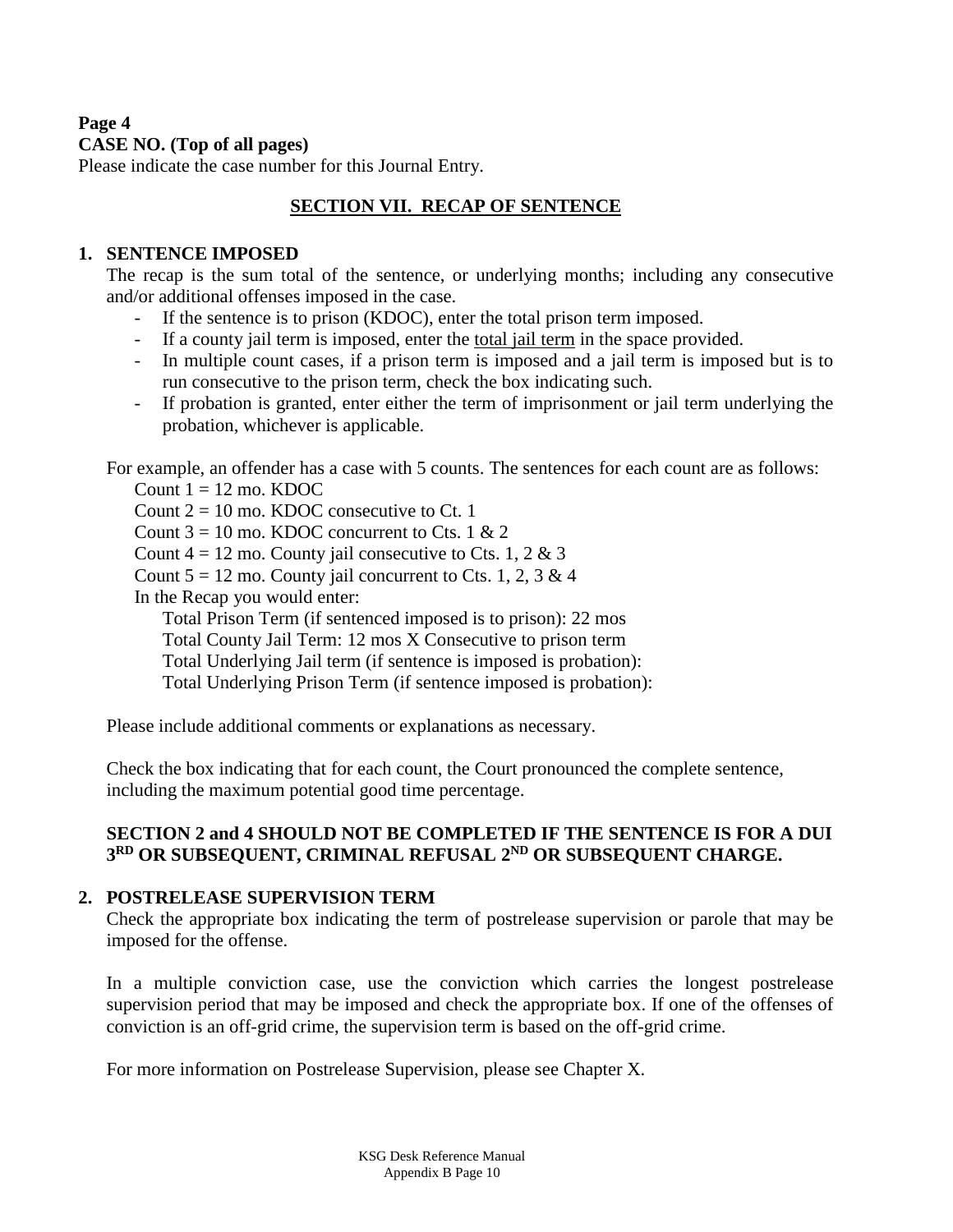**Page 4**

**CASE NO. (Top of all pages)**

Please indicate the case number for this Journal Entry.

## SECTION VII. RECAP OF SENTENCE

**1. SENTENCE IMPOSED**

The recap is the sum total of the sentence, or underlying months; including any consecutive and/or additional offenses imposed in the case.

- If the sentence is to prison (KDOC), enter the total prison term imposed.
- If a county jail term is imposed, enter the <u>total jail term</u> in the space provided.
- In multiple count cases, if a prison term is imposed and a jail term is imposed but is to run consecutive to the prison term, check the box indicating such.
- If probation is granted, enter either the term of imprisonment or jail term underlying the probation, whichever is applicable.

For example, an offender has a case with 5 counts. The sentences for each count are as follows:

Count 1 = 12 mo. KDOC
Count 2 = 10 mo. KDOC consecutive to Ct. 1
Count 3 = 10 mo. KDOC concurrent to Cts. 1 & 2
Count 4 = 12 mo. County jail consecutive to Cts. 1, 2 & 3
Count 5 = 12 mo. County jail concurrent to Cts. 1, 2, 3 & 4
In the Recap you would enter:
Total Prison Term (if sentenced imposed is to prison): 22 mos
Total County Jail Term: 12 mos X Consecutive to prison term
Total Underlying Jail term (if sentence is imposed is probation):
Total Underlying Prison Term (if sentence imposed is probation):

Please include additional comments or explanations as necessary.

Check the box indicating that for each count, the Court pronounced the complete sentence, including the maximum potential good time percentage.

**SECTION 2 and 4 SHOULD NOT BE COMPLETED IF THE SENTENCE IS FOR A DUI 3RD OR SUBSEQUENT, CRIMINAL REFUSAL 2ND OR SUBSEQUENT CHARGE.**

**2. POSTRELEASE SUPERVISION TERM**

Check the appropriate box indicating the term of postrelease supervision or parole that may be imposed for the offense.

In a multiple conviction case, use the conviction which carries the longest postrelease supervision period that may be imposed and check the appropriate box. If one of the offenses of conviction is an off-grid crime, the supervision term is based on the off-grid crime.

For more information on Postrelease Supervision, please see Chapter X.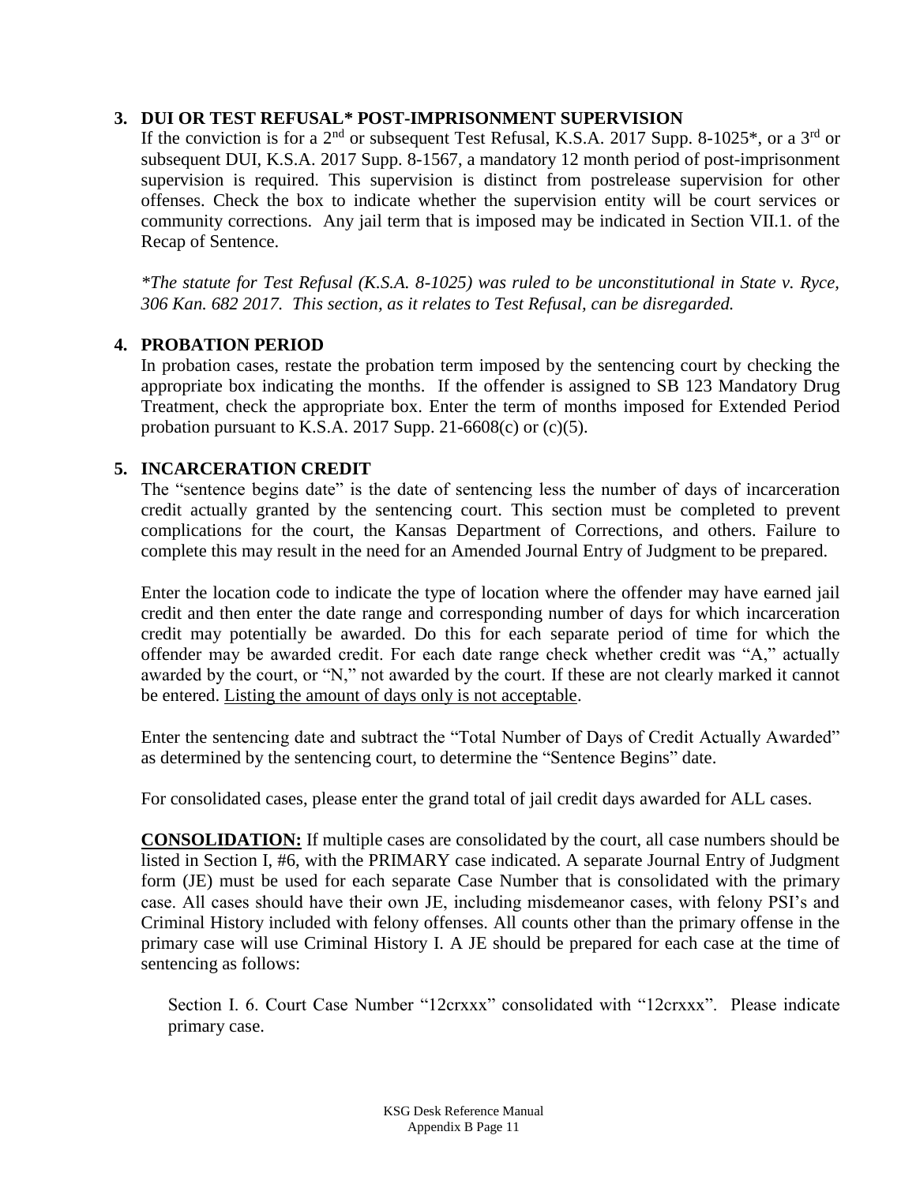### 3. DUI OR TEST REFUSAL* POST-IMPRISONMENT SUPERVISION

If the conviction is for a 2nd or subsequent Test Refusal, K.S.A. 2017 Supp. 8-1025*, or a 3rd or subsequent DUI, K.S.A. 2017 Supp. 8-1567, a mandatory 12 month period of post-imprisonment supervision is required. This supervision is distinct from postrelease supervision for other offenses. Check the box to indicate whether the supervision entity will be court services or community corrections. Any jail term that is imposed may be indicated in Section VII.1. of the Recap of Sentence.

*\*The statute for Test Refusal (K.S.A. 8-1025) was ruled to be unconstitutional in State v. Ryce, 306 Kan. 682 2017. This section, as it relates to Test Refusal, can be disregarded.*

### 4. PROBATION PERIOD

In probation cases, restate the probation term imposed by the sentencing court by checking the appropriate box indicating the months. If the offender is assigned to SB 123 Mandatory Drug Treatment, check the appropriate box. Enter the term of months imposed for Extended Period probation pursuant to K.S.A. 2017 Supp. 21-6608(c) or (c)(5).

### 5. INCARCERATION CREDIT

The "sentence begins date" is the date of sentencing less the number of days of incarceration credit actually granted by the sentencing court. This section must be completed to prevent complications for the court, the Kansas Department of Corrections, and others. Failure to complete this may result in the need for an Amended Journal Entry of Judgment to be prepared.

Enter the location code to indicate the type of location where the offender may have earned jail credit and then enter the date range and corresponding number of days for which incarceration credit may potentially be awarded. Do this for each separate period of time for which the offender may be awarded credit. For each date range check whether credit was "A," actually awarded by the court, or "N," not awarded by the court. If these are not clearly marked it cannot be entered. <u>Listing the amount of days only is not acceptable</u>.

Enter the sentencing date and subtract the "Total Number of Days of Credit Actually Awarded" as determined by the sentencing court, to determine the "Sentence Begins" date.

For consolidated cases, please enter the grand total of jail credit days awarded for ALL cases.

**<u>CONSOLIDATION:</u>** If multiple cases are consolidated by the court, all case numbers should be listed in Section I, #6, with the PRIMARY case indicated. A separate Journal Entry of Judgment form (JE) must be used for each separate Case Number that is consolidated with the primary case. All cases should have their own JE, including misdemeanor cases, with felony PSI's and Criminal History included with felony offenses. All counts other than the primary offense in the primary case will use Criminal History I. A JE should be prepared for each case at the time of sentencing as follows:

Section I. 6. Court Case Number "12crxxx" consolidated with "12crxxx". Please indicate primary case.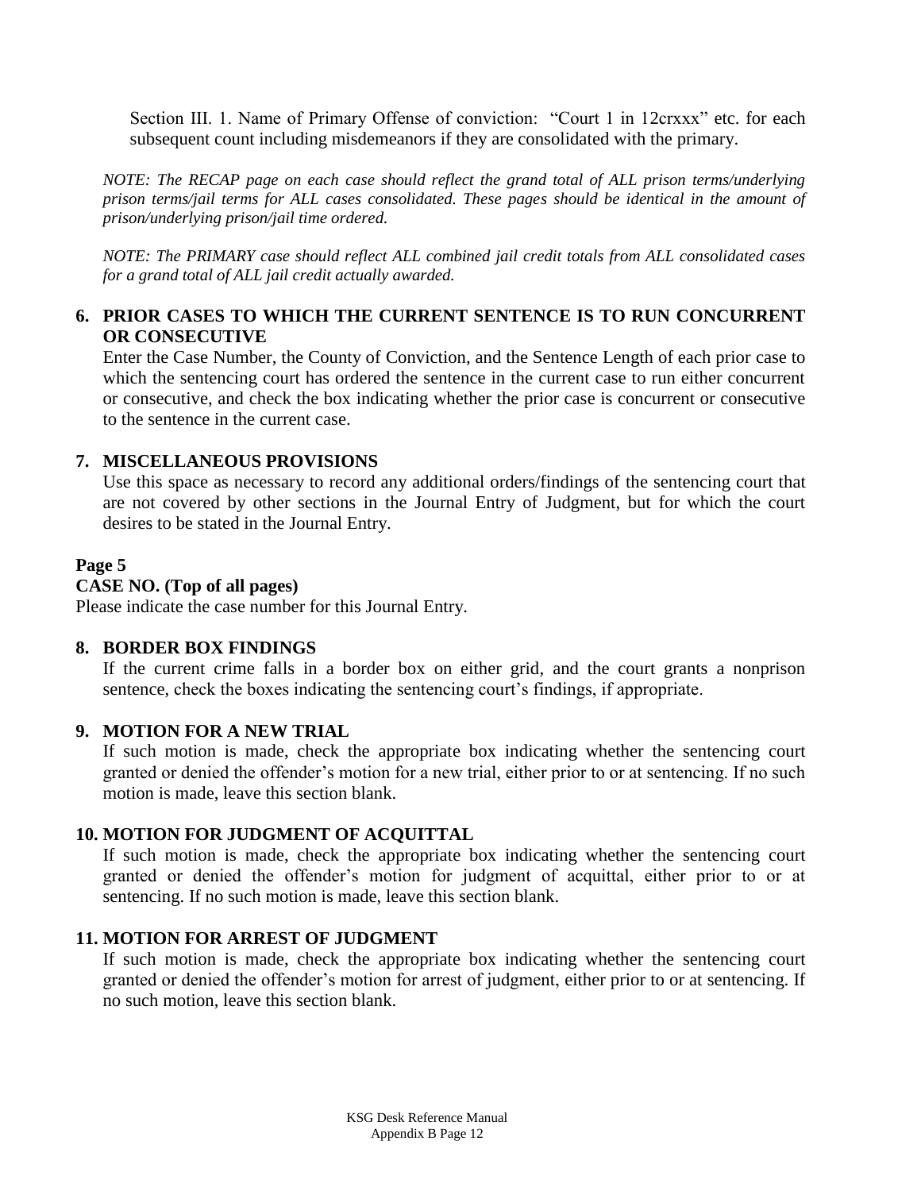Section III. 1. Name of Primary Offense of conviction: "Court 1 in 12crxxx" etc. for each subsequent count including misdemeanors if they are consolidated with the primary.

*NOTE: The RECAP page on each case should reflect the grand total of ALL prison terms/underlying prison terms/jail terms for ALL cases consolidated. These pages should be identical in the amount of prison/underlying prison/jail time ordered.*

*NOTE: The PRIMARY case should reflect ALL combined jail credit totals from ALL consolidated cases for a grand total of ALL jail credit actually awarded.*

**6. PRIOR CASES TO WHICH THE CURRENT SENTENCE IS TO RUN CONCURRENT OR CONSECUTIVE**

Enter the Case Number, the County of Conviction, and the Sentence Length of each prior case to which the sentencing court has ordered the sentence in the current case to run either concurrent or consecutive, and check the box indicating whether the prior case is concurrent or consecutive to the sentence in the current case.

**7. MISCELLANEOUS PROVISIONS**

Use this space as necessary to record any additional orders/findings of the sentencing court that are not covered by other sections in the Journal Entry of Judgment, but for which the court desires to be stated in the Journal Entry.

**Page 5**

**CASE NO. (Top of all pages)**

Please indicate the case number for this Journal Entry.

**8. BORDER BOX FINDINGS**

If the current crime falls in a border box on either grid, and the court grants a nonprison sentence, check the boxes indicating the sentencing court's findings, if appropriate.

**9. MOTION FOR A NEW TRIAL**

If such motion is made, check the appropriate box indicating whether the sentencing court granted or denied the offender's motion for a new trial, either prior to or at sentencing. If no such motion is made, leave this section blank.

**10. MOTION FOR JUDGMENT OF ACQUITTAL**

If such motion is made, check the appropriate box indicating whether the sentencing court granted or denied the offender's motion for judgment of acquittal, either prior to or at sentencing. If no such motion is made, leave this section blank.

**11. MOTION FOR ARREST OF JUDGMENT**

If such motion is made, check the appropriate box indicating whether the sentencing court granted or denied the offender's motion for arrest of judgment, either prior to or at sentencing. If no such motion, leave this section blank.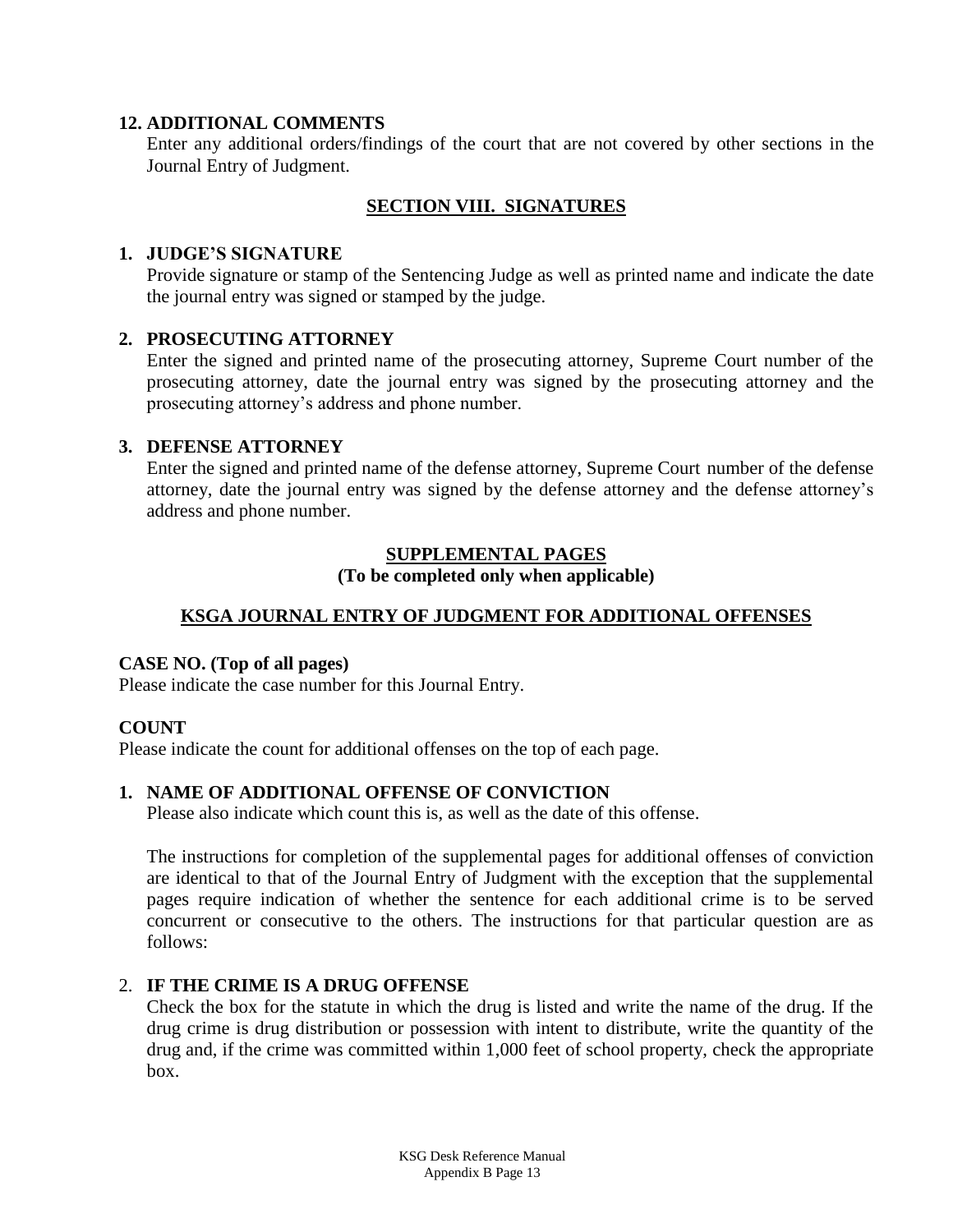**12. ADDITIONAL COMMENTS**

Enter any additional orders/findings of the court that are not covered by other sections in the Journal Entry of Judgment.

## SECTION VIII. SIGNATURES

**1. JUDGE'S SIGNATURE**

Provide signature or stamp of the Sentencing Judge as well as printed name and indicate the date the journal entry was signed or stamped by the judge.

**2. PROSECUTING ATTORNEY**

Enter the signed and printed name of the prosecuting attorney, Supreme Court number of the prosecuting attorney, date the journal entry was signed by the prosecuting attorney and the prosecuting attorney's address and phone number.

**3. DEFENSE ATTORNEY**

Enter the signed and printed name of the defense attorney, Supreme Court number of the defense attorney, date the journal entry was signed by the defense attorney and the defense attorney's address and phone number.

## SUPPLEMENTAL PAGES

**(To be completed only when applicable)**

## KSGA JOURNAL ENTRY OF JUDGMENT FOR ADDITIONAL OFFENSES

**CASE NO. (Top of all pages)**

Please indicate the case number for this Journal Entry.

**COUNT**

Please indicate the count for additional offenses on the top of each page.

**1. NAME OF ADDITIONAL OFFENSE OF CONVICTION**

Please also indicate which count this is, as well as the date of this offense.

The instructions for completion of the supplemental pages for additional offenses of conviction are identical to that of the Journal Entry of Judgment with the exception that the supplemental pages require indication of whether the sentence for each additional crime is to be served concurrent or consecutive to the others. The instructions for that particular question are as follows:

**2. IF THE CRIME IS A DRUG OFFENSE**

Check the box for the statute in which the drug is listed and write the name of the drug. If the drug crime is drug distribution or possession with intent to distribute, write the quantity of the drug and, if the crime was committed within 1,000 feet of school property, check the appropriate box.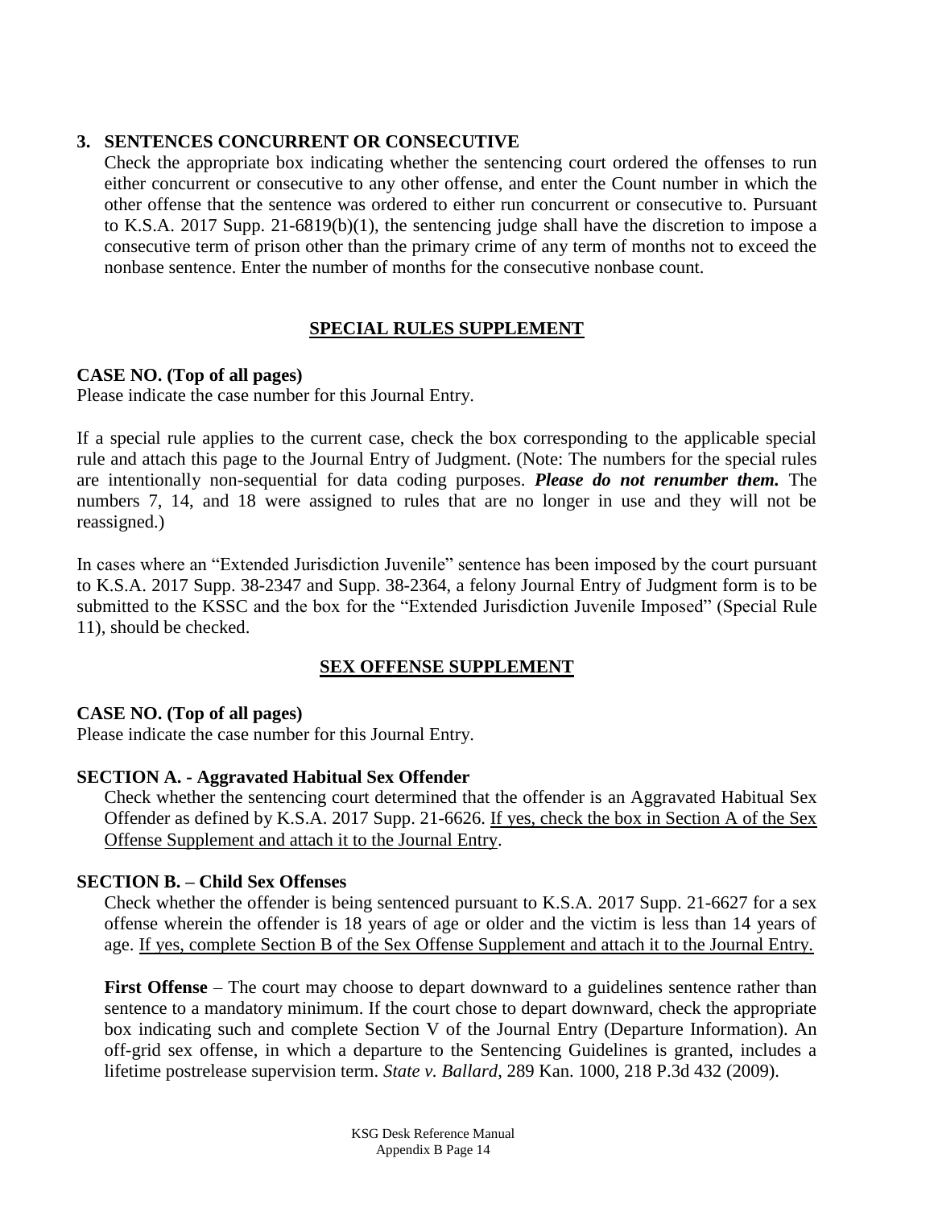**3. SENTENCES CONCURRENT OR CONSECUTIVE**

Check the appropriate box indicating whether the sentencing court ordered the offenses to run either concurrent or consecutive to any other offense, and enter the Count number in which the other offense that the sentence was ordered to either run concurrent or consecutive to. Pursuant to K.S.A. 2017 Supp. 21-6819(b)(1), the sentencing judge shall have the discretion to impose a consecutive term of prison other than the primary crime of any term of months not to exceed the nonbase sentence. Enter the number of months for the consecutive nonbase count.

## SPECIAL RULES SUPPLEMENT

**CASE NO. (Top of all pages)**

Please indicate the case number for this Journal Entry.

If a special rule applies to the current case, check the box corresponding to the applicable special rule and attach this page to the Journal Entry of Judgment. (Note: The numbers for the special rules are intentionally non-sequential for data coding purposes. ***Please do not renumber them.*** The numbers 7, 14, and 18 were assigned to rules that are no longer in use and they will not be reassigned.)

In cases where an "Extended Jurisdiction Juvenile" sentence has been imposed by the court pursuant to K.S.A. 2017 Supp. 38-2347 and Supp. 38-2364, a felony Journal Entry of Judgment form is to be submitted to the KSSC and the box for the "Extended Jurisdiction Juvenile Imposed" (Special Rule 11), should be checked.

## SEX OFFENSE SUPPLEMENT

**CASE NO. (Top of all pages)**

Please indicate the case number for this Journal Entry.

**SECTION A. - Aggravated Habitual Sex Offender**

Check whether the sentencing court determined that the offender is an Aggravated Habitual Sex Offender as defined by K.S.A. 2017 Supp. 21-6626. <u>If yes, check the box in Section A of the Sex Offense Supplement and attach it to the Journal Entry</u>.

**SECTION B. – Child Sex Offenses**

Check whether the offender is being sentenced pursuant to K.S.A. 2017 Supp. 21-6627 for a sex offense wherein the offender is 18 years of age or older and the victim is less than 14 years of age. <u>If yes, complete Section B of the Sex Offense Supplement and attach it to the Journal Entry.</u>

**First Offense** – The court may choose to depart downward to a guidelines sentence rather than sentence to a mandatory minimum. If the court chose to depart downward, check the appropriate box indicating such and complete Section V of the Journal Entry (Departure Information). An off-grid sex offense, in which a departure to the Sentencing Guidelines is granted, includes a lifetime postrelease supervision term. *State v. Ballard*, 289 Kan. 1000, 218 P.3d 432 (2009).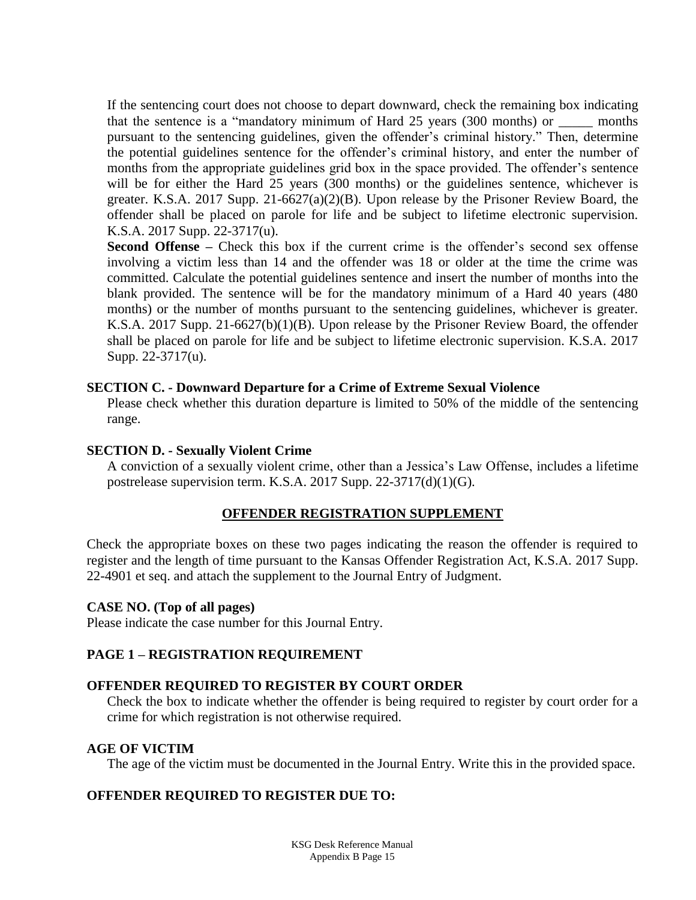If the sentencing court does not choose to depart downward, check the remaining box indicating that the sentence is a "mandatory minimum of Hard 25 years (300 months) or _____ months pursuant to the sentencing guidelines, given the offender's criminal history." Then, determine the potential guidelines sentence for the offender's criminal history, and enter the number of months from the appropriate guidelines grid box in the space provided. The offender's sentence will be for either the Hard 25 years (300 months) or the guidelines sentence, whichever is greater. K.S.A. 2017 Supp. 21-6627(a)(2)(B). Upon release by the Prisoner Review Board, the offender shall be placed on parole for life and be subject to lifetime electronic supervision. K.S.A. 2017 Supp. 22-3717(u).

**Second Offense –** Check this box if the current crime is the offender's second sex offense involving a victim less than 14 and the offender was 18 or older at the time the crime was committed. Calculate the potential guidelines sentence and insert the number of months into the blank provided. The sentence will be for the mandatory minimum of a Hard 40 years (480 months) or the number of months pursuant to the sentencing guidelines, whichever is greater. K.S.A. 2017 Supp. 21-6627(b)(1)(B). Upon release by the Prisoner Review Board, the offender shall be placed on parole for life and be subject to lifetime electronic supervision. K.S.A. 2017 Supp. 22-3717(u).

**SECTION C. - Downward Departure for a Crime of Extreme Sexual Violence**

Please check whether this duration departure is limited to 50% of the middle of the sentencing range.

**SECTION D. - Sexually Violent Crime**

A conviction of a sexually violent crime, other than a Jessica's Law Offense, includes a lifetime postrelease supervision term. K.S.A. 2017 Supp. 22-3717(d)(1)(G).

## OFFENDER REGISTRATION SUPPLEMENT

Check the appropriate boxes on these two pages indicating the reason the offender is required to register and the length of time pursuant to the Kansas Offender Registration Act, K.S.A. 2017 Supp. 22-4901 et seq. and attach the supplement to the Journal Entry of Judgment.

**CASE NO. (Top of all pages)**

Please indicate the case number for this Journal Entry.

**PAGE 1 – REGISTRATION REQUIREMENT**

**OFFENDER REQUIRED TO REGISTER BY COURT ORDER**

Check the box to indicate whether the offender is being required to register by court order for a crime for which registration is not otherwise required.

**AGE OF VICTIM**

The age of the victim must be documented in the Journal Entry. Write this in the provided space.

**OFFENDER REQUIRED TO REGISTER DUE TO:**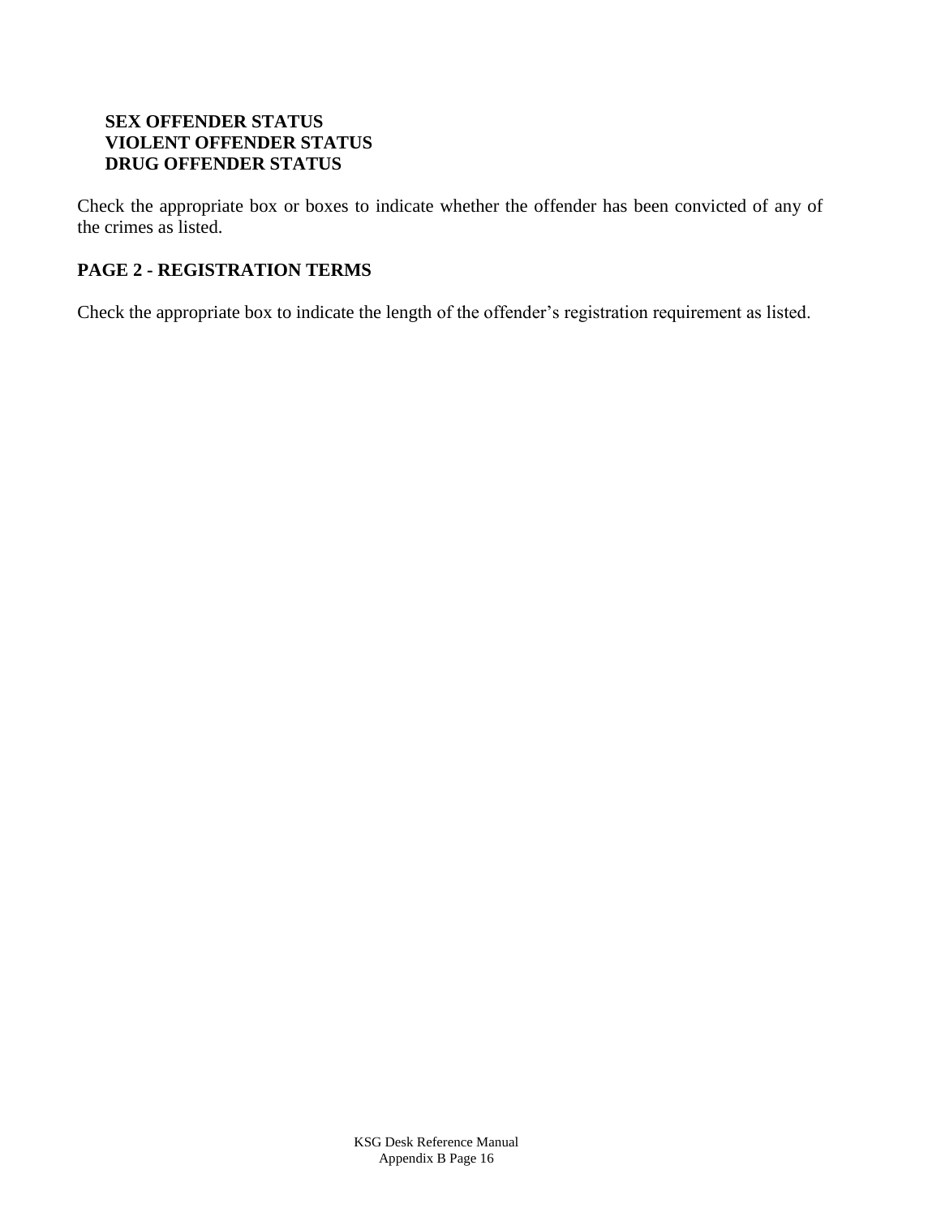**SEX OFFENDER STATUS**
**VIOLENT OFFENDER STATUS**
**DRUG OFFENDER STATUS**

Check the appropriate box or boxes to indicate whether the offender has been convicted of any of the crimes as listed.

**PAGE 2 - REGISTRATION TERMS**

Check the appropriate box to indicate the length of the offender's registration requirement as listed.